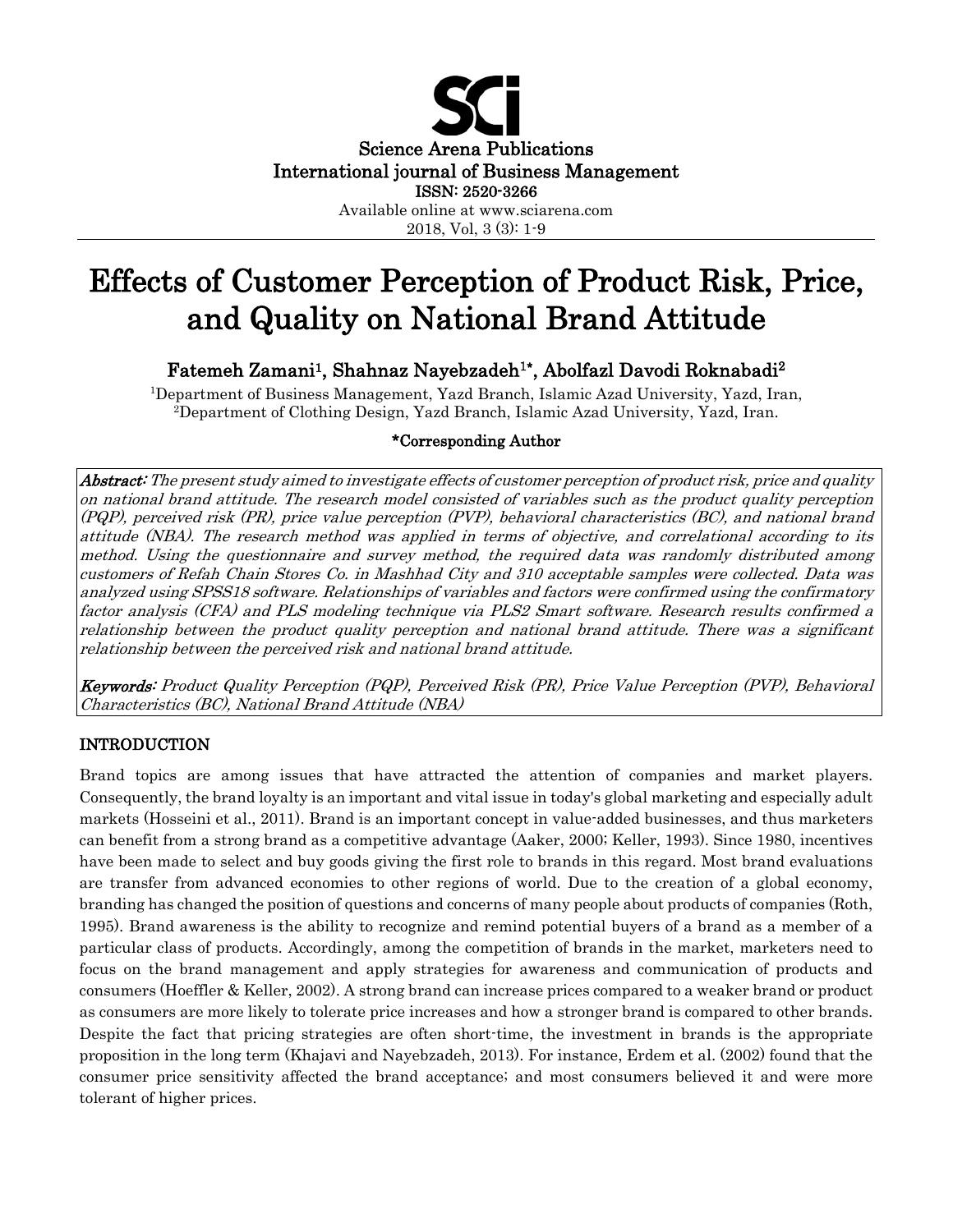Science Arena Publications
International journal of Business Management
ISSN: 2520-3266
Available online at www.sciarena.com
2018, Vol, 3 (3): 1-9

# Effects of Customer Perception of Product Risk, Price, and Quality on National Brand Attitude

**Fatemeh Zamani[1], Shahnaz Nayebzadeh[1*], Abolfazl Davodi Roknabadi[2]**

[1]Department of Business Management, Yazd Branch, Islamic Azad University, Yazd, Iran,
[2]Department of Clothing Design, Yazd Branch, Islamic Azad University, Yazd, Iran.

**\*Corresponding Author**

***Abstract:*** *The present study aimed to investigate effects of customer perception of product risk, price and quality on national brand attitude. The research model consisted of variables such as the product quality perception (PQP), perceived risk (PR), price value perception (PVP), behavioral characteristics (BC), and national brand attitude (NBA). The research method was applied in terms of objective, and correlational according to its method. Using the questionnaire and survey method, the required data was randomly distributed among customers of Refah Chain Stores Co. in Mashhad City and 310 acceptable samples were collected. Data was analyzed using SPSS18 software. Relationships of variables and factors were confirmed using the confirmatory factor analysis (CFA) and PLS modeling technique via PLS2 Smart software. Research results confirmed a relationship between the product quality perception and national brand attitude. There was a significant relationship between the perceived risk and national brand attitude.*

***Keywords:*** *Product Quality Perception (PQP), Perceived Risk (PR), Price Value Perception (PVP), Behavioral Characteristics (BC), National Brand Attitude (NBA)*

## INTRODUCTION

Brand topics are among issues that have attracted the attention of companies and market players. Consequently, the brand loyalty is an important and vital issue in today's global marketing and especially adult markets (Hosseini et al., 2011). Brand is an important concept in value-added businesses, and thus marketers can benefit from a strong brand as a competitive advantage (Aaker, 2000; Keller, 1993). Since 1980, incentives have been made to select and buy goods giving the first role to brands in this regard. Most brand evaluations are transfer from advanced economies to other regions of world. Due to the creation of a global economy, branding has changed the position of questions and concerns of many people about products of companies (Roth, 1995). Brand awareness is the ability to recognize and remind potential buyers of a brand as a member of a particular class of products. Accordingly, among the competition of brands in the market, marketers need to focus on the brand management and apply strategies for awareness and communication of products and consumers (Hoeffler & Keller, 2002). A strong brand can increase prices compared to a weaker brand or product as consumers are more likely to tolerate price increases and how a stronger brand is compared to other brands. Despite the fact that pricing strategies are often short-time, the investment in brands is the appropriate proposition in the long term (Khajavi and Nayebzadeh, 2013). For instance, Erdem et al. (2002) found that the consumer price sensitivity affected the brand acceptance; and most consumers believed it and were more tolerant of higher prices.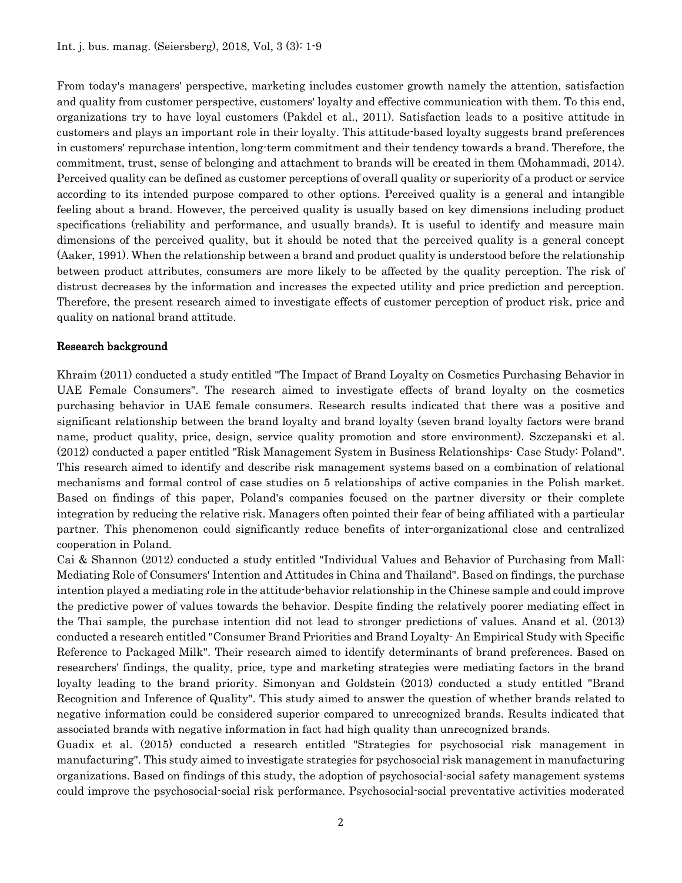From today's managers' perspective, marketing includes customer growth namely the attention, satisfaction and quality from customer perspective, customers' loyalty and effective communication with them. To this end, organizations try to have loyal customers (Pakdel et al., 2011). Satisfaction leads to a positive attitude in customers and plays an important role in their loyalty. This attitude-based loyalty suggests brand preferences in customers' repurchase intention, long-term commitment and their tendency towards a brand. Therefore, the commitment, trust, sense of belonging and attachment to brands will be created in them (Mohammadi, 2014). Perceived quality can be defined as customer perceptions of overall quality or superiority of a product or service according to its intended purpose compared to other options. Perceived quality is a general and intangible feeling about a brand. However, the perceived quality is usually based on key dimensions including product specifications (reliability and performance, and usually brands). It is useful to identify and measure main dimensions of the perceived quality, but it should be noted that the perceived quality is a general concept (Aaker, 1991). When the relationship between a brand and product quality is understood before the relationship between product attributes, consumers are more likely to be affected by the quality perception. The risk of distrust decreases by the information and increases the expected utility and price prediction and perception. Therefore, the present research aimed to investigate effects of customer perception of product risk, price and quality on national brand attitude.

## Research background

Khraim (2011) conducted a study entitled "The Impact of Brand Loyalty on Cosmetics Purchasing Behavior in UAE Female Consumers". The research aimed to investigate effects of brand loyalty on the cosmetics purchasing behavior in UAE female consumers. Research results indicated that there was a positive and significant relationship between the brand loyalty and brand loyalty (seven brand loyalty factors were brand name, product quality, price, design, service quality promotion and store environment). Szczepanski et al. (2012) conducted a paper entitled "Risk Management System in Business Relationships- Case Study: Poland". This research aimed to identify and describe risk management systems based on a combination of relational mechanisms and formal control of case studies on 5 relationships of active companies in the Polish market. Based on findings of this paper, Poland's companies focused on the partner diversity or their complete integration by reducing the relative risk. Managers often pointed their fear of being affiliated with a particular partner. This phenomenon could significantly reduce benefits of inter-organizational close and centralized cooperation in Poland.

Cai & Shannon (2012) conducted a study entitled "Individual Values and Behavior of Purchasing from Mall: Mediating Role of Consumers' Intention and Attitudes in China and Thailand". Based on findings, the purchase intention played a mediating role in the attitude-behavior relationship in the Chinese sample and could improve the predictive power of values towards the behavior. Despite finding the relatively poorer mediating effect in the Thai sample, the purchase intention did not lead to stronger predictions of values. Anand et al. (2013) conducted a research entitled "Consumer Brand Priorities and Brand Loyalty- An Empirical Study with Specific Reference to Packaged Milk". Their research aimed to identify determinants of brand preferences. Based on researchers' findings, the quality, price, type and marketing strategies were mediating factors in the brand loyalty leading to the brand priority. Simonyan and Goldstein (2013) conducted a study entitled "Brand Recognition and Inference of Quality". This study aimed to answer the question of whether brands related to negative information could be considered superior compared to unrecognized brands. Results indicated that associated brands with negative information in fact had high quality than unrecognized brands.

Guadix et al. (2015) conducted a research entitled "Strategies for psychosocial risk management in manufacturing". This study aimed to investigate strategies for psychosocial risk management in manufacturing organizations. Based on findings of this study, the adoption of psychosocial-social safety management systems could improve the psychosocial-social risk performance. Psychosocial-social preventative activities moderated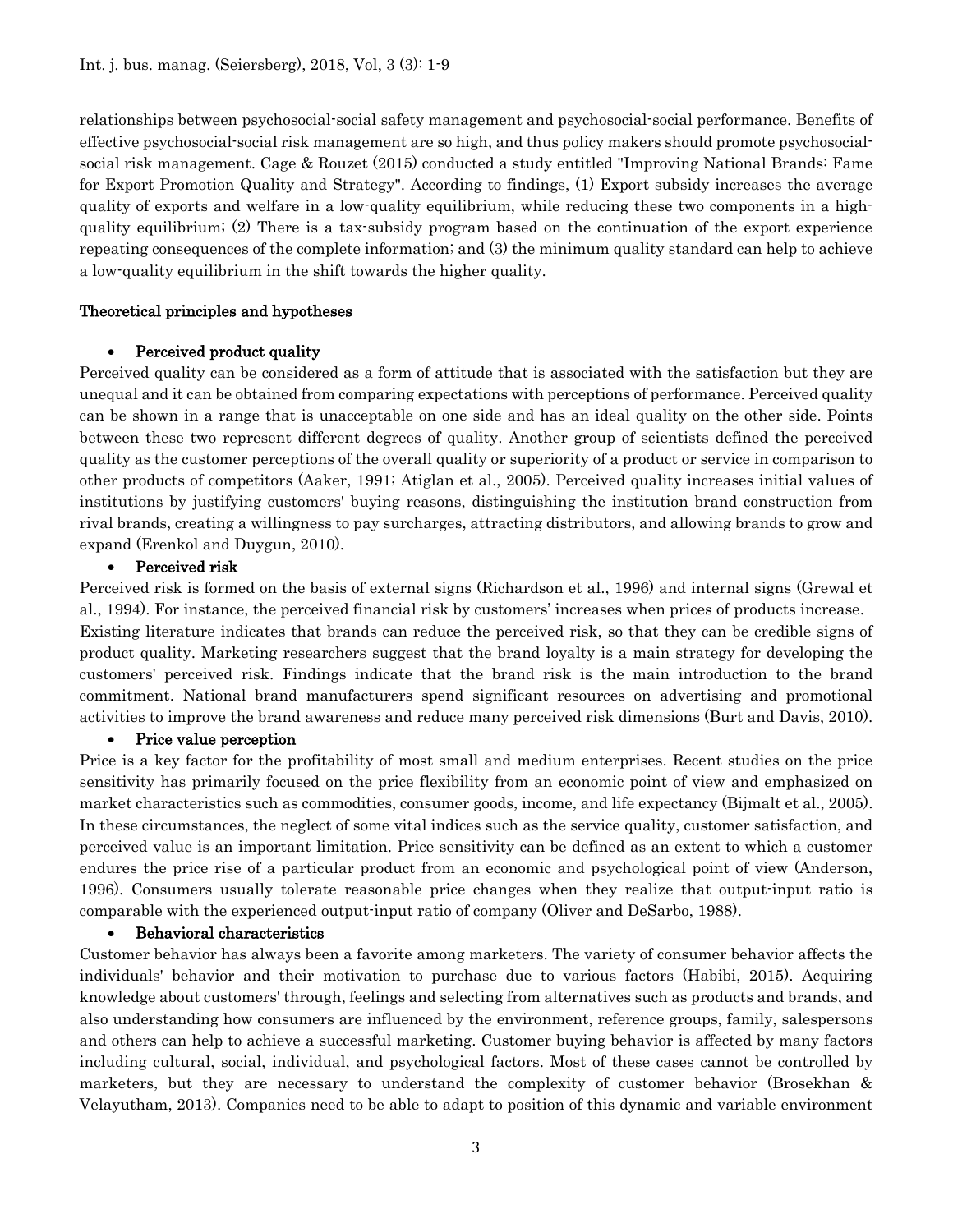relationships between psychosocial-social safety management and psychosocial-social performance. Benefits of effective psychosocial-social risk management are so high, and thus policy makers should promote psychosocial-social risk management. Cage & Rouzet (2015) conducted a study entitled "Improving National Brands: Fame for Export Promotion Quality and Strategy". According to findings, (1) Export subsidy increases the average quality of exports and welfare in a low-quality equilibrium, while reducing these two components in a high-quality equilibrium; (2) There is a tax-subsidy program based on the continuation of the export experience repeating consequences of the complete information; and (3) the minimum quality standard can help to achieve a low-quality equilibrium in the shift towards the higher quality.

## Theoretical principles and hypotheses

- **Perceived product quality**

Perceived quality can be considered as a form of attitude that is associated with the satisfaction but they are unequal and it can be obtained from comparing expectations with perceptions of performance. Perceived quality can be shown in a range that is unacceptable on one side and has an ideal quality on the other side. Points between these two represent different degrees of quality. Another group of scientists defined the perceived quality as the customer perceptions of the overall quality or superiority of a product or service in comparison to other products of competitors (Aaker, 1991; Atiglan et al., 2005). Perceived quality increases initial values of institutions by justifying customers' buying reasons, distinguishing the institution brand construction from rival brands, creating a willingness to pay surcharges, attracting distributors, and allowing brands to grow and expand (Erenkol and Duygun, 2010).

- **Perceived risk**

Perceived risk is formed on the basis of external signs (Richardson et al., 1996) and internal signs (Grewal et al., 1994). For instance, the perceived financial risk by customers' increases when prices of products increase. Existing literature indicates that brands can reduce the perceived risk, so that they can be credible signs of product quality. Marketing researchers suggest that the brand loyalty is a main strategy for developing the customers' perceived risk. Findings indicate that the brand risk is the main introduction to the brand commitment. National brand manufacturers spend significant resources on advertising and promotional activities to improve the brand awareness and reduce many perceived risk dimensions (Burt and Davis, 2010).

- **Price value perception**

Price is a key factor for the profitability of most small and medium enterprises. Recent studies on the price sensitivity has primarily focused on the price flexibility from an economic point of view and emphasized on market characteristics such as commodities, consumer goods, income, and life expectancy (Bijmalt et al., 2005). In these circumstances, the neglect of some vital indices such as the service quality, customer satisfaction, and perceived value is an important limitation. Price sensitivity can be defined as an extent to which a customer endures the price rise of a particular product from an economic and psychological point of view (Anderson, 1996). Consumers usually tolerate reasonable price changes when they realize that output-input ratio is comparable with the experienced output-input ratio of company (Oliver and DeSarbo, 1988).

- **Behavioral characteristics**

Customer behavior has always been a favorite among marketers. The variety of consumer behavior affects the individuals' behavior and their motivation to purchase due to various factors (Habibi, 2015). Acquiring knowledge about customers' through, feelings and selecting from alternatives such as products and brands, and also understanding how consumers are influenced by the environment, reference groups, family, salespersons and others can help to achieve a successful marketing. Customer buying behavior is affected by many factors including cultural, social, individual, and psychological factors. Most of these cases cannot be controlled by marketers, but they are necessary to understand the complexity of customer behavior (Brosekhan & Velayutham, 2013). Companies need to be able to adapt to position of this dynamic and variable environment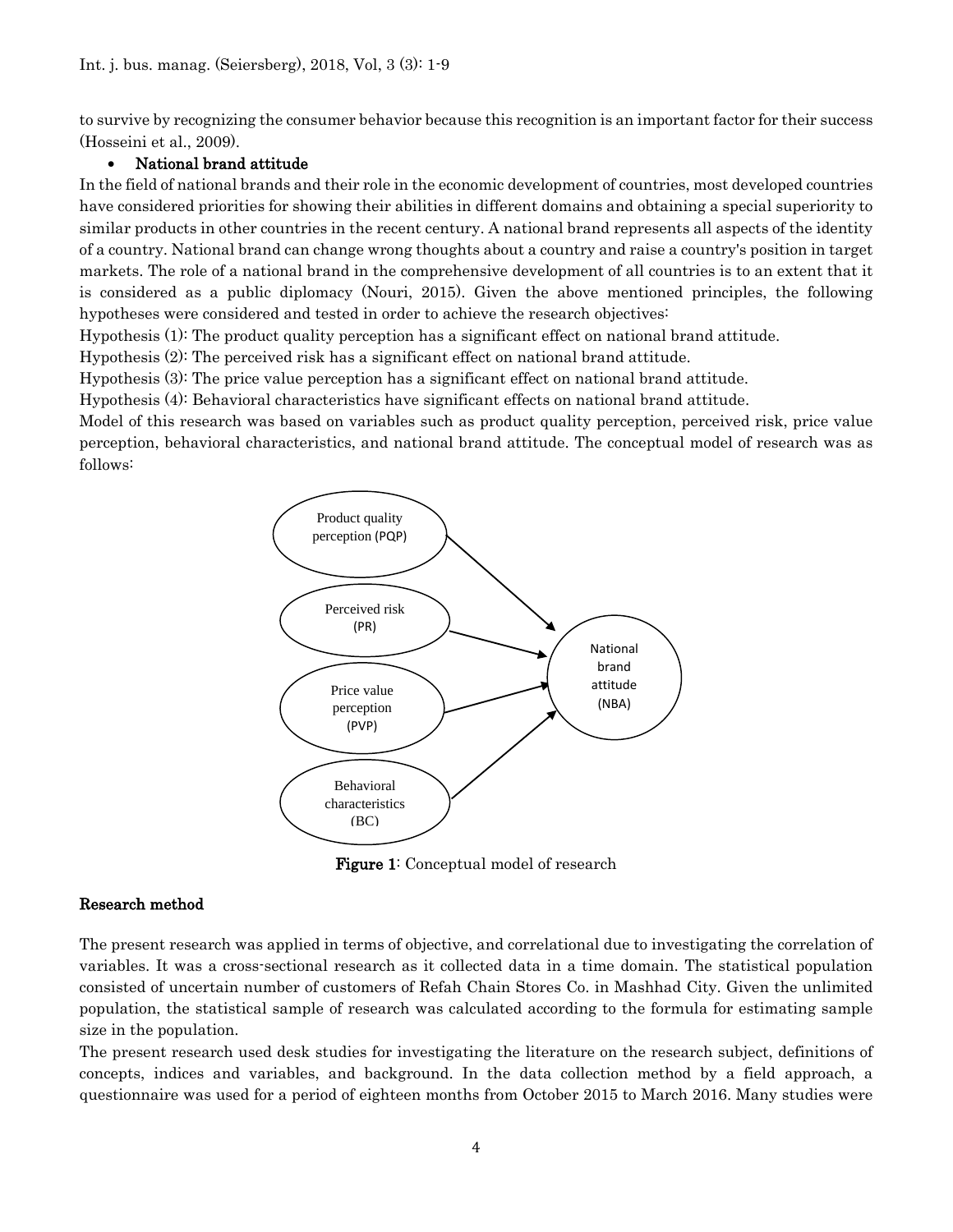to survive by recognizing the consumer behavior because this recognition is an important factor for their success (Hosseini et al., 2009).

- **National brand attitude**

In the field of national brands and their role in the economic development of countries, most developed countries have considered priorities for showing their abilities in different domains and obtaining a special superiority to similar products in other countries in the recent century. A national brand represents all aspects of the identity of a country. National brand can change wrong thoughts about a country and raise a country's position in target markets. The role of a national brand in the comprehensive development of all countries is to an extent that it is considered as a public diplomacy (Nouri, 2015). Given the above mentioned principles, the following hypotheses were considered and tested in order to achieve the research objectives:

Hypothesis (1): The product quality perception has a significant effect on national brand attitude.

Hypothesis (2): The perceived risk has a significant effect on national brand attitude.

Hypothesis (3): The price value perception has a significant effect on national brand attitude.

Hypothesis (4): Behavioral characteristics have significant effects on national brand attitude.

Model of this research was based on variables such as product quality perception, perceived risk, price value perception, behavioral characteristics, and national brand attitude. The conceptual model of research was as follows:

Product quality perception (PQP)

Perceived risk (PR)

Price value perception (PVP)

Behavioral characteristics (BC)

National brand attitude (NBA)

**Figure 1**: Conceptual model of research

## Research method

The present research was applied in terms of objective, and correlational due to investigating the correlation of variables. It was a cross-sectional research as it collected data in a time domain. The statistical population consisted of uncertain number of customers of Refah Chain Stores Co. in Mashhad City. Given the unlimited population, the statistical sample of research was calculated according to the formula for estimating sample size in the population.

The present research used desk studies for investigating the literature on the research subject, definitions of concepts, indices and variables, and background. In the data collection method by a field approach, a questionnaire was used for a period of eighteen months from October 2015 to March 2016. Many studies were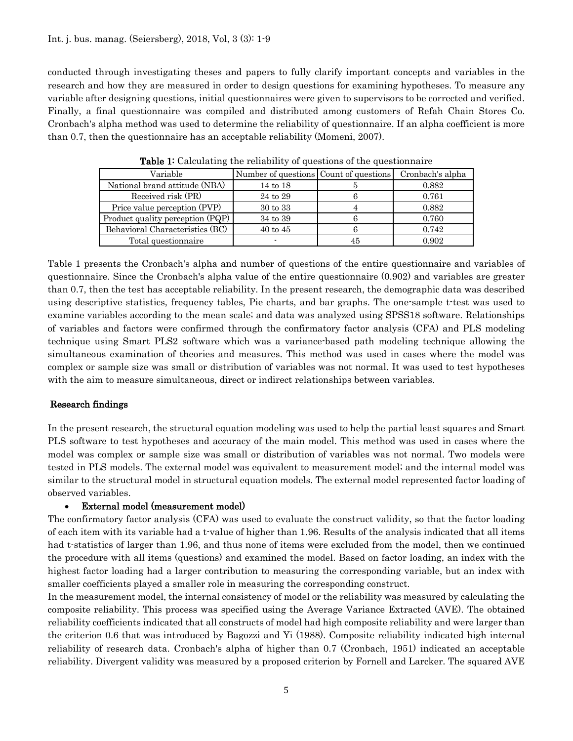conducted through investigating theses and papers to fully clarify important concepts and variables in the research and how they are measured in order to design questions for examining hypotheses. To measure any variable after designing questions, initial questionnaires were given to supervisors to be corrected and verified. Finally, a final questionnaire was compiled and distributed among customers of Refah Chain Stores Co. Cronbach's alpha method was used to determine the reliability of questionnaire. If an alpha coefficient is more than 0.7, then the questionnaire has an acceptable reliability (Momeni, 2007).

**Table 1:** Calculating the reliability of questions of the questionnaire

| Variable | Number of questions | Count of questions | Cronbach's alpha |
|---|---|---|---|
| National brand attitude (NBA) | 14 to 18 | 5 | 0.882 |
| Received risk (PR) | 24 to 29 | 6 | 0.761 |
| Price value perception (PVP) | 30 to 33 | 4 | 0.882 |
| Product quality perception (PQP) | 34 to 39 | 6 | 0.760 |
| Behavioral Characteristics (BC) | 40 to 45 | 6 | 0.742 |
| Total questionnaire | - | 45 | 0.902 |

Table 1 presents the Cronbach's alpha and number of questions of the entire questionnaire and variables of questionnaire. Since the Cronbach's alpha value of the entire questionnaire (0.902) and variables are greater than 0.7, then the test has acceptable reliability. In the present research, the demographic data was described using descriptive statistics, frequency tables, Pie charts, and bar graphs. The one-sample t-test was used to examine variables according to the mean scale; and data was analyzed using SPSS18 software. Relationships of variables and factors were confirmed through the confirmatory factor analysis (CFA) and PLS modeling technique using Smart PLS2 software which was a variance-based path modeling technique allowing the simultaneous examination of theories and measures. This method was used in cases where the model was complex or sample size was small or distribution of variables was not normal. It was used to test hypotheses with the aim to measure simultaneous, direct or indirect relationships between variables.

## Research findings

In the present research, the structural equation modeling was used to help the partial least squares and Smart PLS software to test hypotheses and accuracy of the main model. This method was used in cases where the model was complex or sample size was small or distribution of variables was not normal. Two models were tested in PLS models. The external model was equivalent to measurement model; and the internal model was similar to the structural model in structural equation models. The external model represented factor loading of observed variables.

- **External model (measurement model)**

The confirmatory factor analysis (CFA) was used to evaluate the construct validity, so that the factor loading of each item with its variable had a t-value of higher than 1.96. Results of the analysis indicated that all items had t-statistics of larger than 1.96, and thus none of items were excluded from the model, then we continued the procedure with all items (questions) and examined the model. Based on factor loading, an index with the highest factor loading had a larger contribution to measuring the corresponding variable, but an index with smaller coefficients played a smaller role in measuring the corresponding construct.

In the measurement model, the internal consistency of model or the reliability was measured by calculating the composite reliability. This process was specified using the Average Variance Extracted (AVE). The obtained reliability coefficients indicated that all constructs of model had high composite reliability and were larger than the criterion 0.6 that was introduced by Bagozzi and Yi (1988). Composite reliability indicated high internal reliability of research data. Cronbach's alpha of higher than 0.7 (Cronbach, 1951) indicated an acceptable reliability. Divergent validity was measured by a proposed criterion by Fornell and Larcker. The squared AVE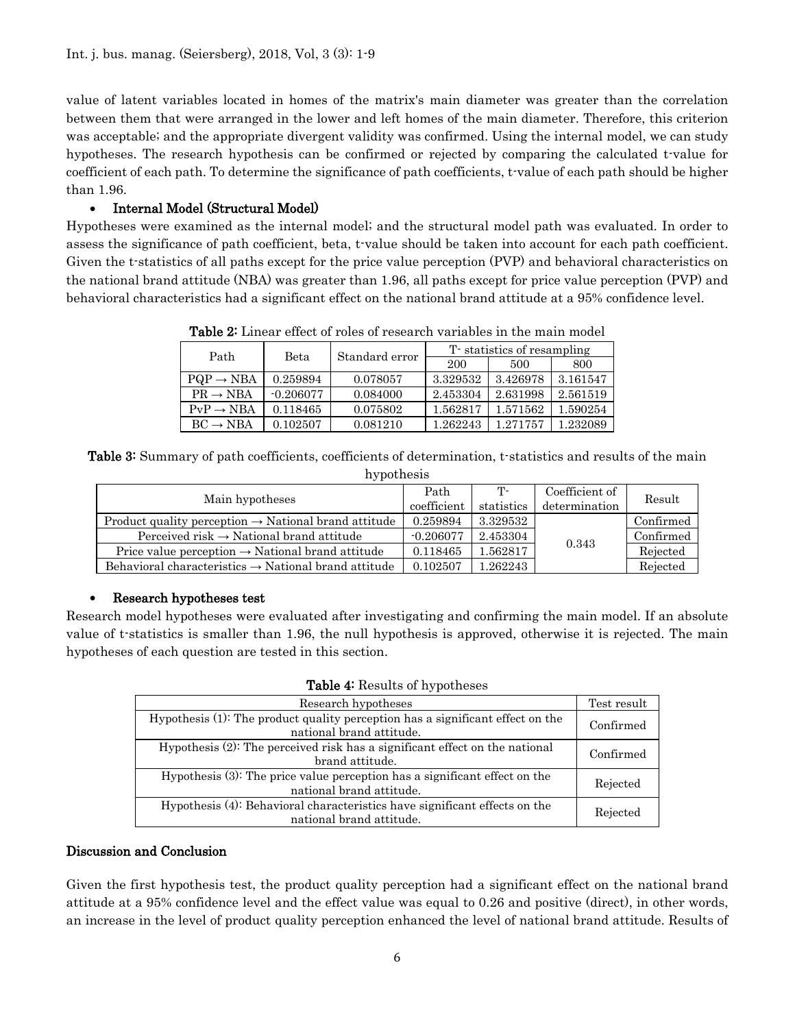value of latent variables located in homes of the matrix's main diameter was greater than the correlation between them that were arranged in the lower and left homes of the main diameter. Therefore, this criterion was acceptable; and the appropriate divergent validity was confirmed. Using the internal model, we can study hypotheses. The research hypothesis can be confirmed or rejected by comparing the calculated t-value for coefficient of each path. To determine the significance of path coefficients, t-value of each path should be higher than 1.96.

- **Internal Model (Structural Model)**

Hypotheses were examined as the internal model; and the structural model path was evaluated. In order to assess the significance of path coefficient, beta, t-value should be taken into account for each path coefficient. Given the t-statistics of all paths except for the price value perception (PVP) and behavioral characteristics on the national brand attitude (NBA) was greater than 1.96, all paths except for price value perception (PVP) and behavioral characteristics had a significant effect on the national brand attitude at a 95% confidence level.

**Table 2:** Linear effect of roles of research variables in the main model

| Path | Beta | Standard error | T- statistics of resampling | | |
|---|---|---|---|---|---|
| | | | 200 | 500 | 800 |
| PQP → NBA | 0.259894 | 0.078057 | 3.329532 | 3.426978 | 3.161547 |
| PR → NBA | -0.206077 | 0.084000 | 2.453304 | 2.631998 | 2.561519 |
| PvP → NBA | 0.118465 | 0.075802 | 1.562817 | 1.571562 | 1.590254 |
| BC → NBA | 0.102507 | 0.081210 | 1.262243 | 1.271757 | 1.232089 |

**Table 3:** Summary of path coefficients, coefficients of determination, t-statistics and results of the main hypothesis

| Main hypotheses | Path coefficient | T-statistics | Coefficient of determination | Result |
|---|---|---|---|---|
| Product quality perception → National brand attitude | 0.259894 | 3.329532 | 0.343 | Confirmed |
| Perceived risk → National brand attitude | -0.206077 | 2.453304 | | Confirmed |
| Price value perception → National brand attitude | 0.118465 | 1.562817 | | Rejected |
| Behavioral characteristics → National brand attitude | 0.102507 | 1.262243 | | Rejected |

- **Research hypotheses test**

Research model hypotheses were evaluated after investigating and confirming the main model. If an absolute value of t-statistics is smaller than 1.96, the null hypothesis is approved, otherwise it is rejected. The main hypotheses of each question are tested in this section.

**Table 4:** Results of hypotheses

| Research hypotheses | Test result |
|---|---|
| Hypothesis (1): The product quality perception has a significant effect on the national brand attitude. | Confirmed |
| Hypothesis (2): The perceived risk has a significant effect on the national brand attitude. | Confirmed |
| Hypothesis (3): The price value perception has a significant effect on the national brand attitude. | Rejected |
| Hypothesis (4): Behavioral characteristics have significant effects on the national brand attitude. | Rejected |

## Discussion and Conclusion

Given the first hypothesis test, the product quality perception had a significant effect on the national brand attitude at a 95% confidence level and the effect value was equal to 0.26 and positive (direct), in other words, an increase in the level of product quality perception enhanced the level of national brand attitude. Results of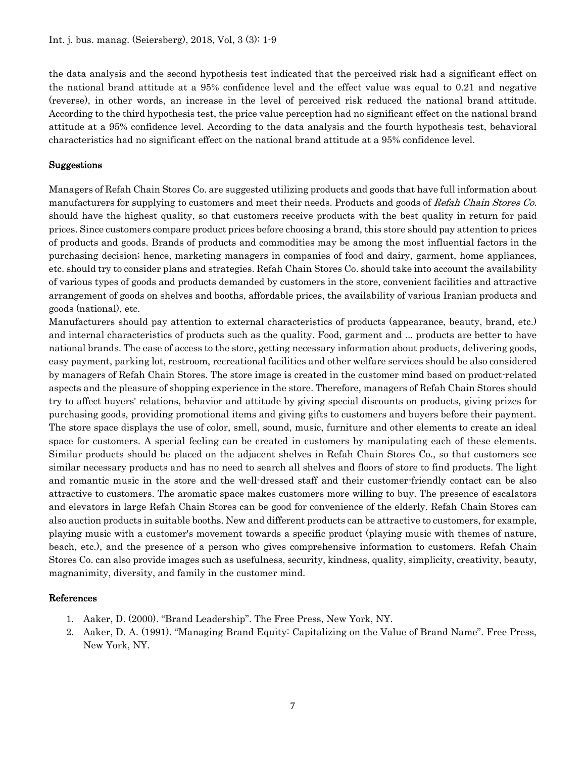the data analysis and the second hypothesis test indicated that the perceived risk had a significant effect on the national brand attitude at a 95% confidence level and the effect value was equal to 0.21 and negative (reverse), in other words, an increase in the level of perceived risk reduced the national brand attitude. According to the third hypothesis test, the price value perception had no significant effect on the national brand attitude at a 95% confidence level. According to the data analysis and the fourth hypothesis test, behavioral characteristics had no significant effect on the national brand attitude at a 95% confidence level.

## Suggestions

Managers of Refah Chain Stores Co. are suggested utilizing products and goods that have full information about manufacturers for supplying to customers and meet their needs. Products and goods of *Refah Chain Stores Co.* should have the highest quality, so that customers receive products with the best quality in return for paid prices. Since customers compare product prices before choosing a brand, this store should pay attention to prices of products and goods. Brands of products and commodities may be among the most influential factors in the purchasing decision; hence, marketing managers in companies of food and dairy, garment, home appliances, etc. should try to consider plans and strategies. Refah Chain Stores Co. should take into account the availability of various types of goods and products demanded by customers in the store, convenient facilities and attractive arrangement of goods on shelves and booths, affordable prices, the availability of various Iranian products and goods (national), etc.

Manufacturers should pay attention to external characteristics of products (appearance, beauty, brand, etc.) and internal characteristics of products such as the quality. Food, garment and ... products are better to have national brands. The ease of access to the store, getting necessary information about products, delivering goods, easy payment, parking lot, restroom, recreational facilities and other welfare services should be also considered by managers of Refah Chain Stores. The store image is created in the customer mind based on product-related aspects and the pleasure of shopping experience in the store. Therefore, managers of Refah Chain Stores should try to affect buyers' relations, behavior and attitude by giving special discounts on products, giving prizes for purchasing goods, providing promotional items and giving gifts to customers and buyers before their payment. The store space displays the use of color, smell, sound, music, furniture and other elements to create an ideal space for customers. A special feeling can be created in customers by manipulating each of these elements. Similar products should be placed on the adjacent shelves in Refah Chain Stores Co., so that customers see similar necessary products and has no need to search all shelves and floors of store to find products. The light and romantic music in the store and the well-dressed staff and their customer-friendly contact can be also attractive to customers. The aromatic space makes customers more willing to buy. The presence of escalators and elevators in large Refah Chain Stores can be good for convenience of the elderly. Refah Chain Stores can also auction products in suitable booths. New and different products can be attractive to customers, for example, playing music with a customer's movement towards a specific product (playing music with themes of nature, beach, etc.), and the presence of a person who gives comprehensive information to customers. Refah Chain Stores Co. can also provide images such as usefulness, security, kindness, quality, simplicity, creativity, beauty, magnanimity, diversity, and family in the customer mind.

## References

1. Aaker, D. (2000). "Brand Leadership". The Free Press, New York, NY.
2. Aaker, D. A. (1991). "Managing Brand Equity: Capitalizing on the Value of Brand Name". Free Press, New York, NY.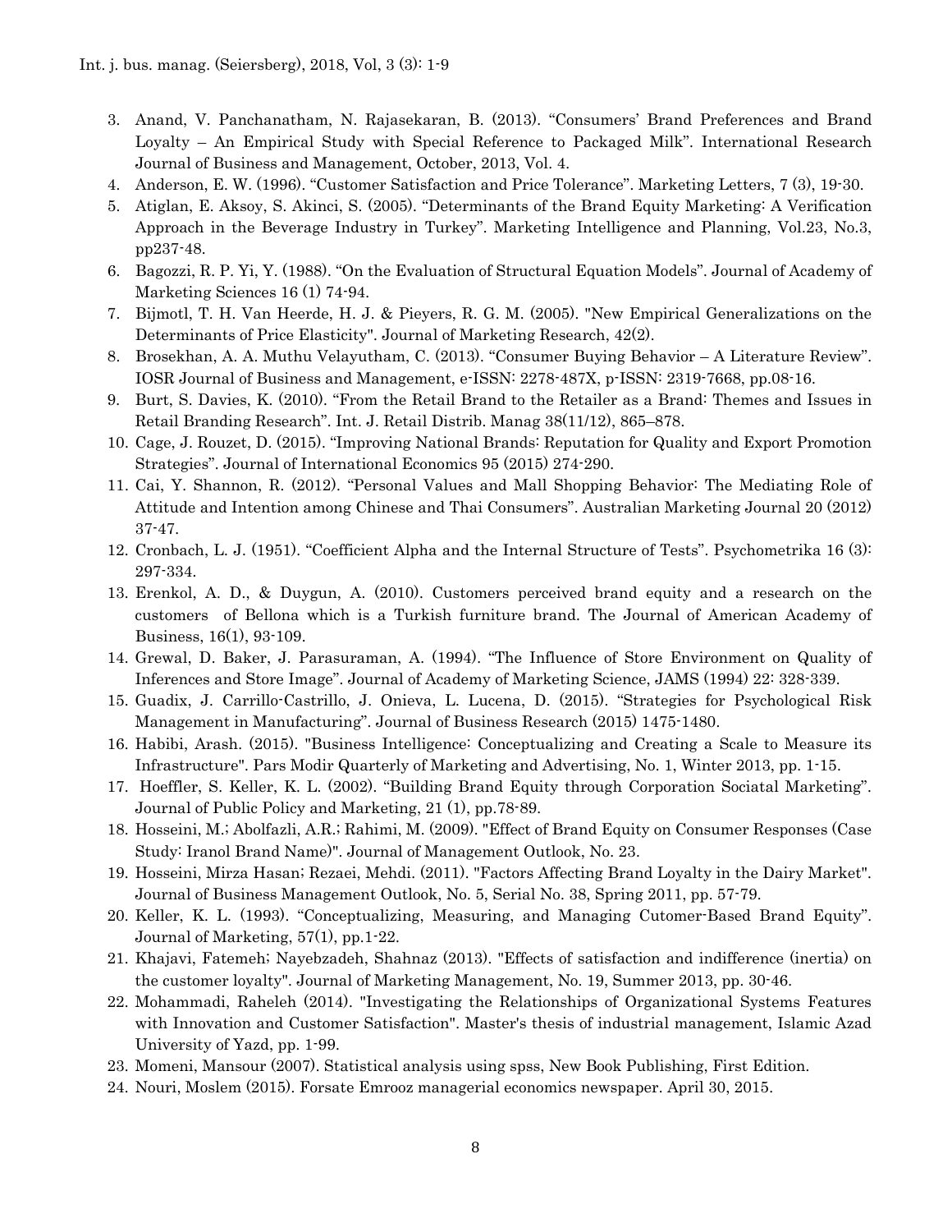3. Anand, V. Panchanatham, N. Rajasekaran, B. (2013). "Consumers' Brand Preferences and Brand Loyalty – An Empirical Study with Special Reference to Packaged Milk". International Research Journal of Business and Management, October, 2013, Vol. 4.
4. Anderson, E. W. (1996). "Customer Satisfaction and Price Tolerance". Marketing Letters, 7 (3), 19-30.
5. Atiglan, E. Aksoy, S. Akinci, S. (2005). "Determinants of the Brand Equity Marketing: A Verification Approach in the Beverage Industry in Turkey". Marketing Intelligence and Planning, Vol.23, No.3, pp237-48.
6. Bagozzi, R. P. Yi, Y. (1988). "On the Evaluation of Structural Equation Models". Journal of Academy of Marketing Sciences 16 (1) 74-94.
7. Bijmotl, T. H. Van Heerde, H. J. & Pieyers, R. G. M. (2005). "New Empirical Generalizations on the Determinants of Price Elasticity". Journal of Marketing Research, 42(2).
8. Brosekhan, A. A. Muthu Velayutham, C. (2013). "Consumer Buying Behavior – A Literature Review". IOSR Journal of Business and Management, e-ISSN: 2278-487X, p-ISSN: 2319-7668, pp.08-16.
9. Burt, S. Davies, K. (2010). "From the Retail Brand to the Retailer as a Brand: Themes and Issues in Retail Branding Research". Int. J. Retail Distrib. Manag 38(11/12), 865–878.
10. Cage, J. Rouzet, D. (2015). "Improving National Brands: Reputation for Quality and Export Promotion Strategies". Journal of International Economics 95 (2015) 274-290.
11. Cai, Y. Shannon, R. (2012). "Personal Values and Mall Shopping Behavior: The Mediating Role of Attitude and Intention among Chinese and Thai Consumers". Australian Marketing Journal 20 (2012) 37-47.
12. Cronbach, L. J. (1951). "Coefficient Alpha and the Internal Structure of Tests". Psychometrika 16 (3): 297-334.
13. Erenkol, A. D., & Duygun, A. (2010). Customers perceived brand equity and a research on the customers of Bellona which is a Turkish furniture brand. The Journal of American Academy of Business, 16(1), 93-109.
14. Grewal, D. Baker, J. Parasuraman, A. (1994). "The Influence of Store Environment on Quality of Inferences and Store Image". Journal of Academy of Marketing Science, JAMS (1994) 22: 328-339.
15. Guadix, J. Carrillo-Castrillo, J. Onieva, L. Lucena, D. (2015). "Strategies for Psychological Risk Management in Manufacturing". Journal of Business Research (2015) 1475-1480.
16. Habibi, Arash. (2015). "Business Intelligence: Conceptualizing and Creating a Scale to Measure its Infrastructure". Pars Modir Quarterly of Marketing and Advertising, No. 1, Winter 2013, pp. 1-15.
17. Hoeffler, S. Keller, K. L. (2002). "Building Brand Equity through Corporation Sociatal Marketing". Journal of Public Policy and Marketing, 21 (1), pp.78-89.
18. Hosseini, M.; Abolfazli, A.R.; Rahimi, M. (2009). "Effect of Brand Equity on Consumer Responses (Case Study: Iranol Brand Name)". Journal of Management Outlook, No. 23.
19. Hosseini, Mirza Hasan; Rezaei, Mehdi. (2011). "Factors Affecting Brand Loyalty in the Dairy Market". Journal of Business Management Outlook, No. 5, Serial No. 38, Spring 2011, pp. 57-79.
20. Keller, K. L. (1993). "Conceptualizing, Measuring, and Managing Cutomer-Based Brand Equity". Journal of Marketing, 57(1), pp.1-22.
21. Khajavi, Fatemeh; Nayebzadeh, Shahnaz (2013). "Effects of satisfaction and indifference (inertia) on the customer loyalty". Journal of Marketing Management, No. 19, Summer 2013, pp. 30-46.
22. Mohammadi, Raheleh (2014). "Investigating the Relationships of Organizational Systems Features with Innovation and Customer Satisfaction". Master's thesis of industrial management, Islamic Azad University of Yazd, pp. 1-99.
23. Momeni, Mansour (2007). Statistical analysis using spss, New Book Publishing, First Edition.
24. Nouri, Moslem (2015). Forsate Emrooz managerial economics newspaper. April 30, 2015.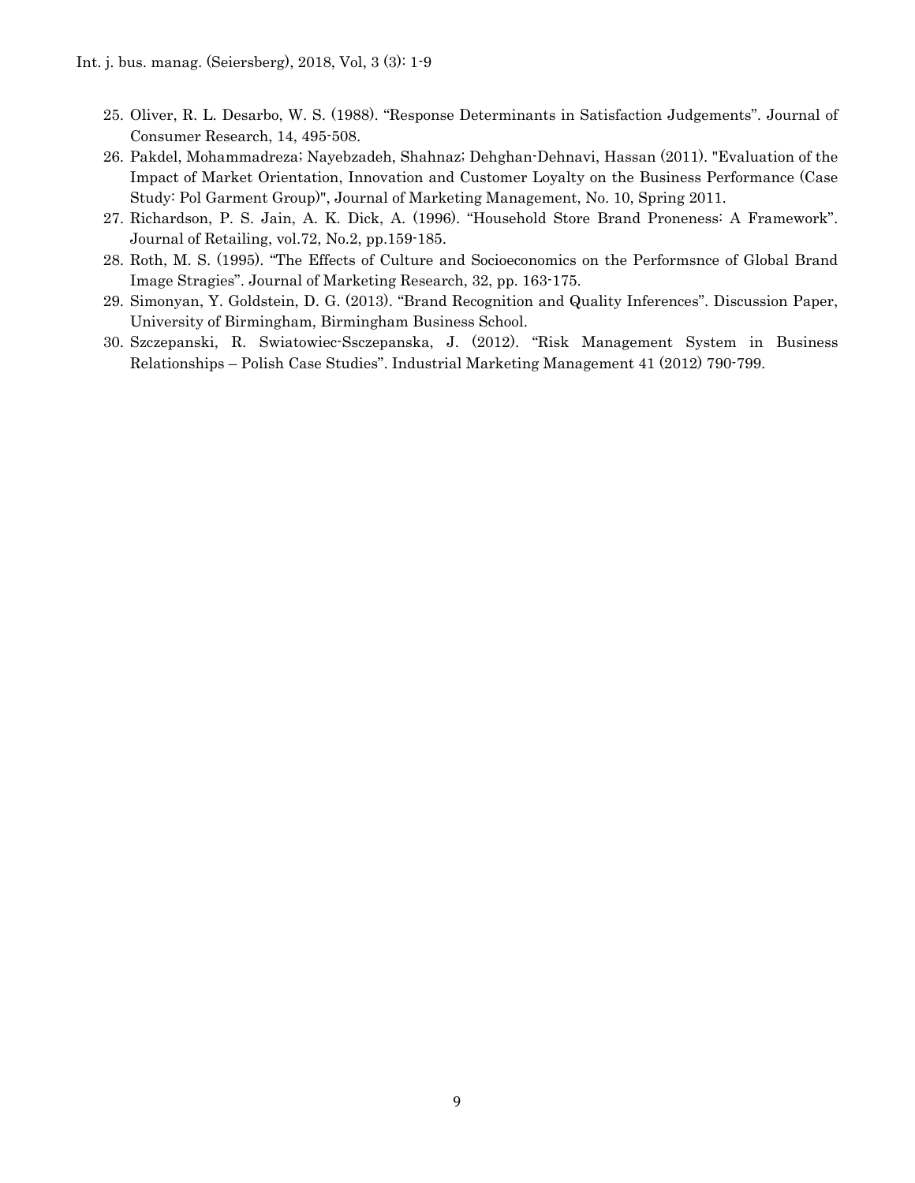25. Oliver, R. L. Desarbo, W. S. (1988). "Response Determinants in Satisfaction Judgements". Journal of Consumer Research, 14, 495-508.
26. Pakdel, Mohammadreza; Nayebzadeh, Shahnaz; Dehghan-Dehnavi, Hassan (2011). "Evaluation of the Impact of Market Orientation, Innovation and Customer Loyalty on the Business Performance (Case Study: Pol Garment Group)", Journal of Marketing Management, No. 10, Spring 2011.
27. Richardson, P. S. Jain, A. K. Dick, A. (1996). "Household Store Brand Proneness: A Framework". Journal of Retailing, vol.72, No.2, pp.159-185.
28. Roth, M. S. (1995). "The Effects of Culture and Socioeconomics on the Performsnce of Global Brand Image Stragies". Journal of Marketing Research, 32, pp. 163-175.
29. Simonyan, Y. Goldstein, D. G. (2013). "Brand Recognition and Quality Inferences". Discussion Paper, University of Birmingham, Birmingham Business School.
30. Szczepanski, R. Swiatowiec-Ssczepanska, J. (2012). "Risk Management System in Business Relationships – Polish Case Studies". Industrial Marketing Management 41 (2012) 790-799.